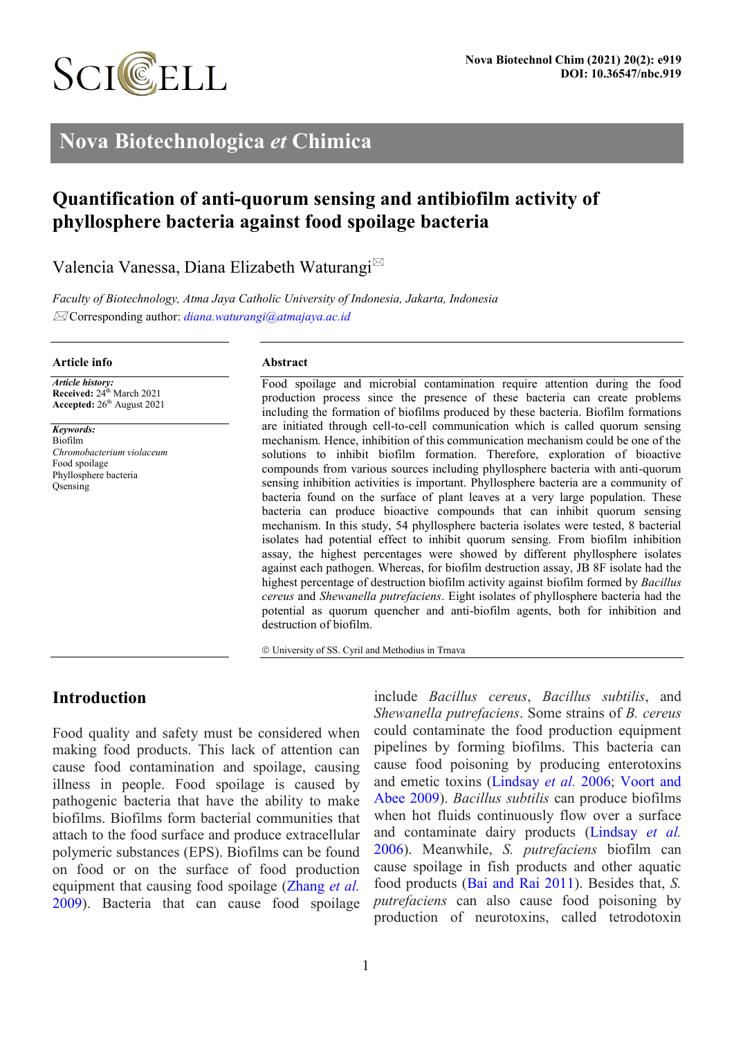# Nova Biotechnologica *et* Chimica

## Quantification of anti-quorum sensing and antibiofilm activity of phyllosphere bacteria against food spoilage bacteria

Valencia Vanessa, Diana Elizabeth Waturangi✉

*Faculty of Biotechnology, Atma Jaya Catholic University of Indonesia, Jakarta, Indonesia*

✉Corresponding author: *diana.waturangi@atmajaya.ac.id*

### Article info

*Article history:*
**Received:** 24th March 2021
**Accepted:** 26th August 2021

*Keywords:*
Biofilm
*Chromobacterium violaceum*
Food spoilage
Phyllosphere bacteria
Qsensing

### Abstract

Food spoilage and microbial contamination require attention during the food production process since the presence of these bacteria can create problems including the formation of biofilms produced by these bacteria. Biofilm formations are initiated through cell-to-cell communication which is called quorum sensing mechanism. Hence, inhibition of this communication mechanism could be one of the solutions to inhibit biofilm formation. Therefore, exploration of bioactive compounds from various sources including phyllosphere bacteria with anti-quorum sensing inhibition activities is important. Phyllosphere bacteria are a community of bacteria found on the surface of plant leaves at a very large population. These bacteria can produce bioactive compounds that can inhibit quorum sensing mechanism. In this study, 54 phyllosphere bacteria isolates were tested, 8 bacterial isolates had potential effect to inhibit quorum sensing. From biofilm inhibition assay, the highest percentages were showed by different phyllosphere isolates against each pathogen. Whereas, for biofilm destruction assay, JB 8F isolate had the highest percentage of destruction biofilm activity against biofilm formed by *Bacillus cereus* and *Shewanella putrefaciens*. Eight isolates of phyllosphere bacteria had the potential as quorum quencher and anti-biofilm agents, both for inhibition and destruction of biofilm.

© University of SS. Cyril and Methodius in Trnava

## Introduction

Food quality and safety must be considered when making food products. This lack of attention can cause food contamination and spoilage, causing illness in people. Food spoilage is caused by pathogenic bacteria that have the ability to make biofilms. Biofilms form bacterial communities that attach to the food surface and produce extracellular polymeric substances (EPS). Biofilms can be found on food or on the surface of food production equipment that causing food spoilage (Zhang *et al.* 2009). Bacteria that can cause food spoilage include *Bacillus cereus*, *Bacillus subtilis*, and *Shewanella putrefaciens*. Some strains of *B. cereus* could contaminate the food production equipment pipelines by forming biofilms. This bacteria can cause food poisoning by producing enterotoxins and emetic toxins (Lindsay *et al.* 2006; Voort and Abee 2009). *Bacillus subtilis* can produce biofilms when hot fluids continuously flow over a surface and contaminate dairy products (Lindsay *et al.* 2006). Meanwhile, *S. putrefaciens* biofilm can cause spoilage in fish products and other aquatic food products (Bai and Rai 2011). Besides that, *S. putrefaciens* can also cause food poisoning by production of neurotoxins, called tetrodotoxin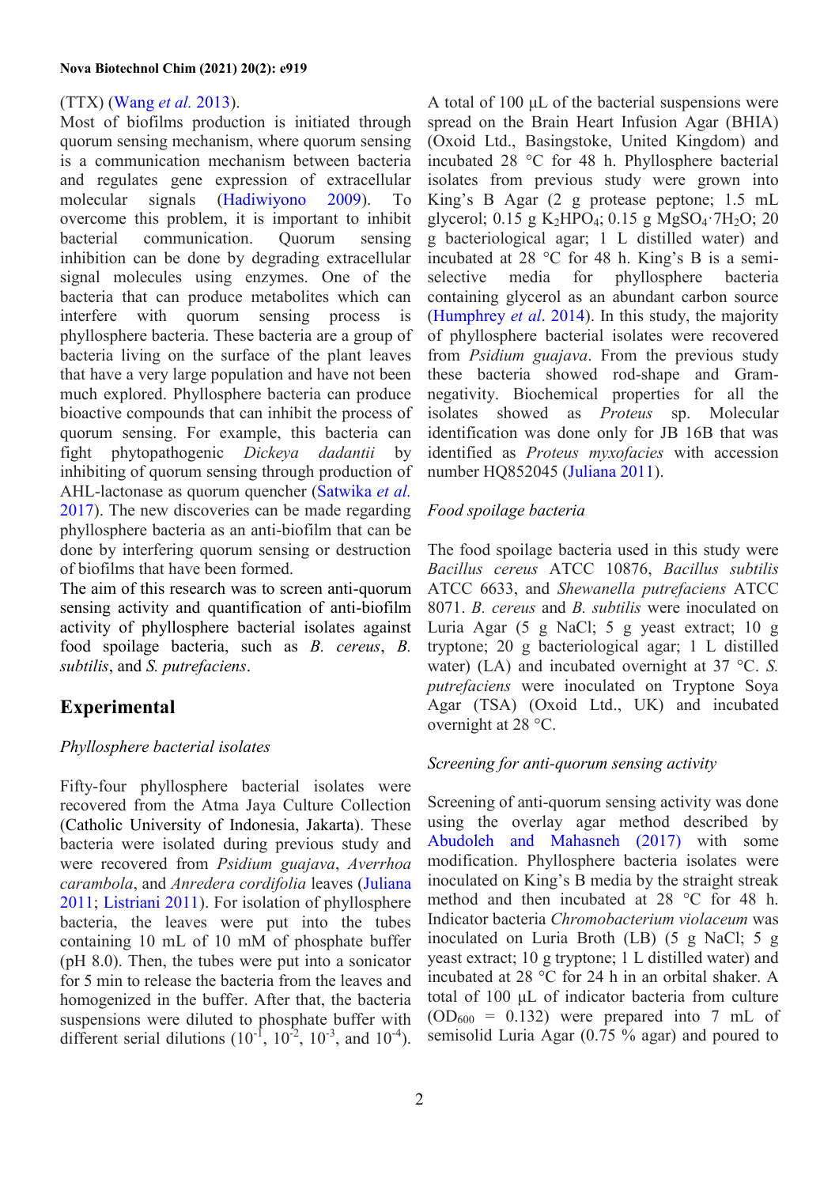(TTX) (Wang *et al.* 2013).

Most of biofilms production is initiated through quorum sensing mechanism, where quorum sensing is a communication mechanism between bacteria and regulates gene expression of extracellular molecular signals (Hadiwiyono 2009). To overcome this problem, it is important to inhibit bacterial communication. Quorum sensing inhibition can be done by degrading extracellular signal molecules using enzymes. One of the bacteria that can produce metabolites which can interfere with quorum sensing process is phyllosphere bacteria. These bacteria are a group of bacteria living on the surface of the plant leaves that have a very large population and have not been much explored. Phyllosphere bacteria can produce bioactive compounds that can inhibit the process of quorum sensing. For example, this bacteria can fight phytopathogenic *Dickeya dadantii* by inhibiting of quorum sensing through production of AHL-lactonase as quorum quencher (Satwika *et al.* 2017). The new discoveries can be made regarding phyllosphere bacteria as an anti-biofilm that can be done by interfering quorum sensing or destruction of biofilms that have been formed.

The aim of this research was to screen anti-quorum sensing activity and quantification of anti-biofilm activity of phyllosphere bacterial isolates against food spoilage bacteria, such as *B. cereus*, *B. subtilis*, and *S. putrefaciens*.

## Experimental

### *Phyllosphere bacterial isolates*

Fifty-four phyllosphere bacterial isolates were recovered from the Atma Jaya Culture Collection (Catholic University of Indonesia, Jakarta). These bacteria were isolated during previous study and were recovered from *Psidium guajava*, *Averrhoa carambola*, and *Anredera cordifolia* leaves (Juliana 2011; Listriani 2011). For isolation of phyllosphere bacteria, the leaves were put into the tubes containing 10 mL of 10 mM of phosphate buffer (pH 8.0). Then, the tubes were put into a sonicator for 5 min to release the bacteria from the leaves and homogenized in the buffer. After that, the bacteria suspensions were diluted to phosphate buffer with different serial dilutions ($10^{-1}$, $10^{-2}$, $10^{-3}$, and $10^{-4}$). A total of 100 µL of the bacterial suspensions were spread on the Brain Heart Infusion Agar (BHIA) (Oxoid Ltd., Basingstoke, United Kingdom) and incubated 28 °C for 48 h. Phyllosphere bacterial isolates from previous study were grown into King's B Agar (2 g protease peptone; 1.5 mL glycerol; 0.15 g $K_2HPO_4$; 0.15 g $MgSO_4 \cdot 7H_2O$; 20 g bacteriological agar; 1 L distilled water) and incubated at 28 °C for 48 h. King's B is a semi-selective media for phyllosphere bacteria containing glycerol as an abundant carbon source (Humphrey *et al*. 2014). In this study, the majority of phyllosphere bacterial isolates were recovered from *Psidium guajava*. From the previous study these bacteria showed rod-shape and Gram-negativity. Biochemical properties for all the isolates showed as *Proteus* sp. Molecular identification was done only for JB 16B that was identified as *Proteus myxofacies* with accession number HQ852045 (Juliana 2011).

### *Food spoilage bacteria*

The food spoilage bacteria used in this study were *Bacillus cereus* ATCC 10876, *Bacillus subtilis* ATCC 6633, and *Shewanella putrefaciens* ATCC 8071. *B. cereus* and *B. subtilis* were inoculated on Luria Agar (5 g NaCl; 5 g yeast extract; 10 g tryptone; 20 g bacteriological agar; 1 L distilled water) (LA) and incubated overnight at 37 °C. *S. putrefaciens* were inoculated on Tryptone Soya Agar (TSA) (Oxoid Ltd., UK) and incubated overnight at 28 °C.

### *Screening for anti-quorum sensing activity*

Screening of anti-quorum sensing activity was done using the overlay agar method described by Abudoleh and Mahasneh (2017) with some modification. Phyllosphere bacteria isolates were inoculated on King's B media by the straight streak method and then incubated at 28 °C for 48 h. Indicator bacteria *Chromobacterium violaceum* was inoculated on Luria Broth (LB) (5 g NaCl; 5 g yeast extract; 10 g tryptone; 1 L distilled water) and incubated at 28 °C for 24 h in an orbital shaker. A total of 100 µL of indicator bacteria from culture ($OD_{600}$ = 0.132) were prepared into 7 mL of semisolid Luria Agar (0.75 % agar) and poured to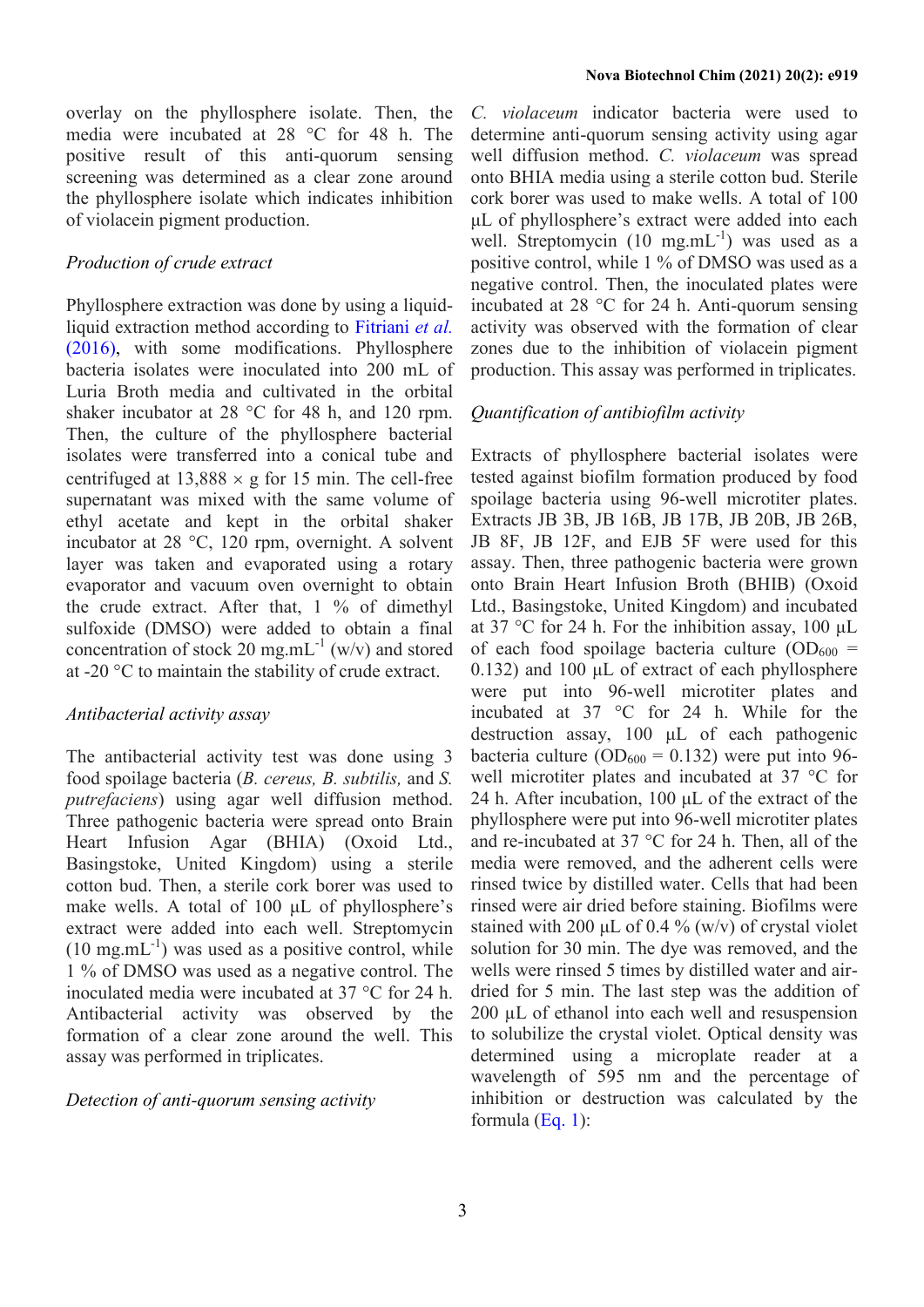overlay on the phyllosphere isolate. Then, the media were incubated at 28 °C for 48 h. The positive result of this anti-quorum sensing screening was determined as a clear zone around the phyllosphere isolate which indicates inhibition of violacein pigment production.

### *Production of crude extract*

Phyllosphere extraction was done by using a liquid-liquid extraction method according to Fitriani *et al.* (2016), with some modifications. Phyllosphere bacteria isolates were inoculated into 200 mL of Luria Broth media and cultivated in the orbital shaker incubator at 28 °C for 48 h, and 120 rpm. Then, the culture of the phyllosphere bacterial isolates were transferred into a conical tube and centrifuged at 13,888 × g for 15 min. The cell-free supernatant was mixed with the same volume of ethyl acetate and kept in the orbital shaker incubator at 28 °C, 120 rpm, overnight. A solvent layer was taken and evaporated using a rotary evaporator and vacuum oven overnight to obtain the crude extract. After that, 1 % of dimethyl sulfoxide (DMSO) were added to obtain a final concentration of stock 20 $mg.mL^{-1}$ (w/v) and stored at -20 °C to maintain the stability of crude extract.

### *Antibacterial activity assay*

The antibacterial activity test was done using 3 food spoilage bacteria (*B. cereus, B. subtilis,* and *S. putrefaciens*) using agar well diffusion method. Three pathogenic bacteria were spread onto Brain Heart Infusion Agar (BHIA) (Oxoid Ltd., Basingstoke, United Kingdom) using a sterile cotton bud. Then, a sterile cork borer was used to make wells. A total of 100 µL of phyllosphere's extract were added into each well. Streptomycin (10 $mg.mL^{-1}$) was used as a positive control, while 1 % of DMSO was used as a negative control. The inoculated media were incubated at 37 °C for 24 h. Antibacterial activity was observed by the formation of a clear zone around the well. This assay was performed in triplicates.

### *Detection of anti-quorum sensing activity*

*C. violaceum* indicator bacteria were used to determine anti-quorum sensing activity using agar well diffusion method. *C. violaceum* was spread onto BHIA media using a sterile cotton bud. Sterile cork borer was used to make wells. A total of 100 µL of phyllosphere's extract were added into each well. Streptomycin (10 $mg.mL^{-1}$) was used as a positive control, while 1 % of DMSO was used as a negative control. Then, the inoculated plates were incubated at 28 °C for 24 h. Anti-quorum sensing activity was observed with the formation of clear zones due to the inhibition of violacein pigment production. This assay was performed in triplicates.

### *Quantification of antibiofilm activity*

Extracts of phyllosphere bacterial isolates were tested against biofilm formation produced by food spoilage bacteria using 96-well microtiter plates. Extracts JB 3B, JB 16B, JB 17B, JB 20B, JB 26B, JB 8F, JB 12F, and EJB 5F were used for this assay. Then, three pathogenic bacteria were grown onto Brain Heart Infusion Broth (BHIB) (Oxoid Ltd., Basingstoke, United Kingdom) and incubated at 37 °C for 24 h. For the inhibition assay, 100 µL of each food spoilage bacteria culture ($OD_{600}$ = 0.132) and 100 µL of extract of each phyllosphere were put into 96-well microtiter plates and incubated at 37 °C for 24 h. While for the destruction assay, 100 µL of each pathogenic bacteria culture ($OD_{600}$ = 0.132) were put into 96-well microtiter plates and incubated at 37 °C for 24 h. After incubation, 100 µL of the extract of the phyllosphere were put into 96-well microtiter plates and re-incubated at 37 °C for 24 h. Then, all of the media were removed, and the adherent cells were rinsed twice by distilled water. Cells that had been rinsed were air dried before staining. Biofilms were stained with 200 µL of 0.4 % (w/v) of crystal violet solution for 30 min. The dye was removed, and the wells were rinsed 5 times by distilled water and air-dried for 5 min. The last step was the addition of 200 µL of ethanol into each well and resuspension to solubilize the crystal violet. Optical density was determined using a microplate reader at a wavelength of 595 nm and the percentage of inhibition or destruction was calculated by the formula (Eq. 1):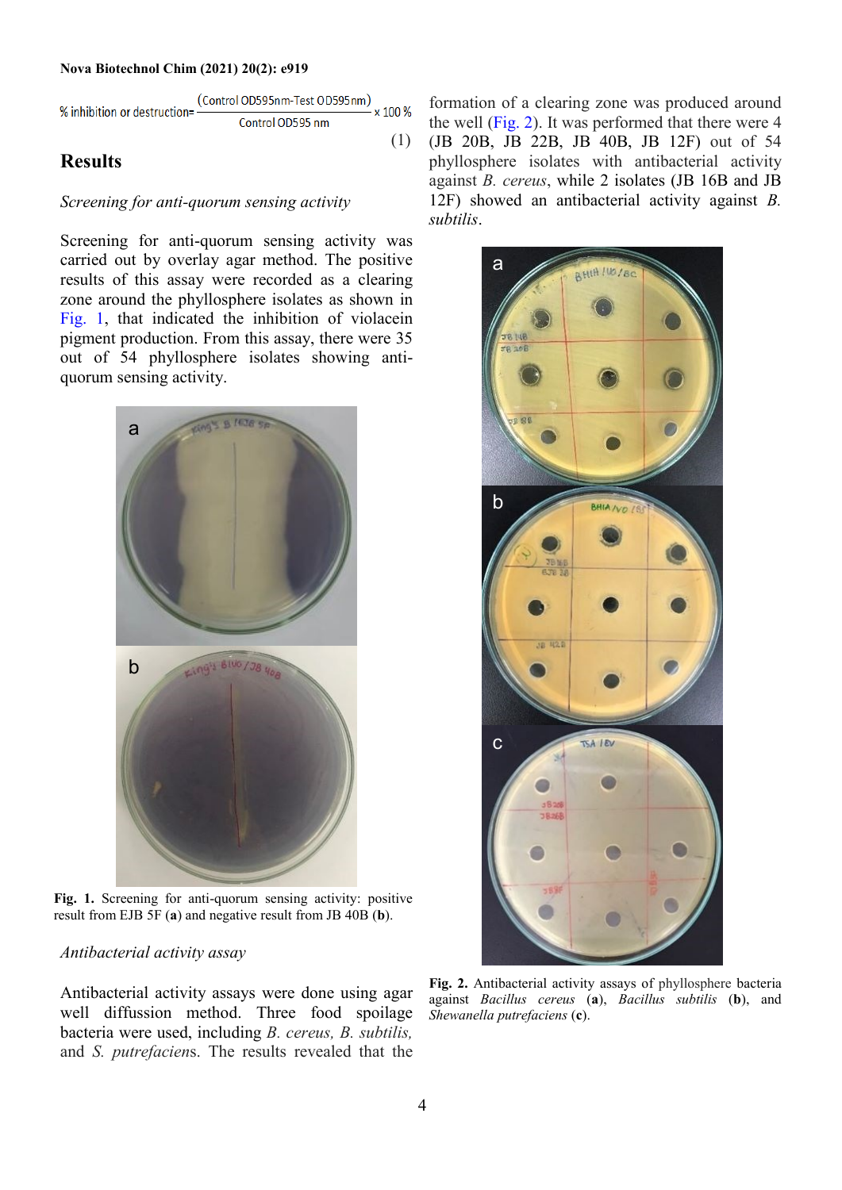$$\% \text{ inhibition or destruction} = \frac{(\text{Control OD595nm} - \text{Test OD595nm})}{\text{Control OD595 nm}} \times 100\% \quad (1)$$

## Results

### *Screening for anti-quorum sensing activity*

Screening for anti-quorum sensing activity was carried out by overlay agar method. The positive results of this assay were recorded as a clearing zone around the phyllosphere isolates as shown in Fig. 1, that indicated the inhibition of violacein pigment production. From this assay, there were 35 out of 54 phyllosphere isolates showing anti-quorum sensing activity.

**Fig. 1.** Screening for anti-quorum sensing activity: positive result from EJB 5F (**a**) and negative result from JB 40B (**b**).

### *Antibacterial activity assay*

Antibacterial activity assays were done using agar well diffusion method. Three food spoilage bacteria were used, including *B. cereus, B. subtilis,* and *S. putrefaciens*. The results revealed that the formation of a clearing zone was produced around the well (Fig. 2). It was performed that there were 4 (JB 20B, JB 22B, JB 40B, JB 12F) out of 54 phyllosphere isolates with antibacterial activity against *B. cereus*, while 2 isolates (JB 16B and JB 12F) showed an antibacterial activity against *B. subtilis*.

**Fig. 2.** Antibacterial activity assays of phyllosphere bacteria against *Bacillus cereus* (**a**), *Bacillus subtilis* (**b**), and *Shewanella putrefaciens* (**c**).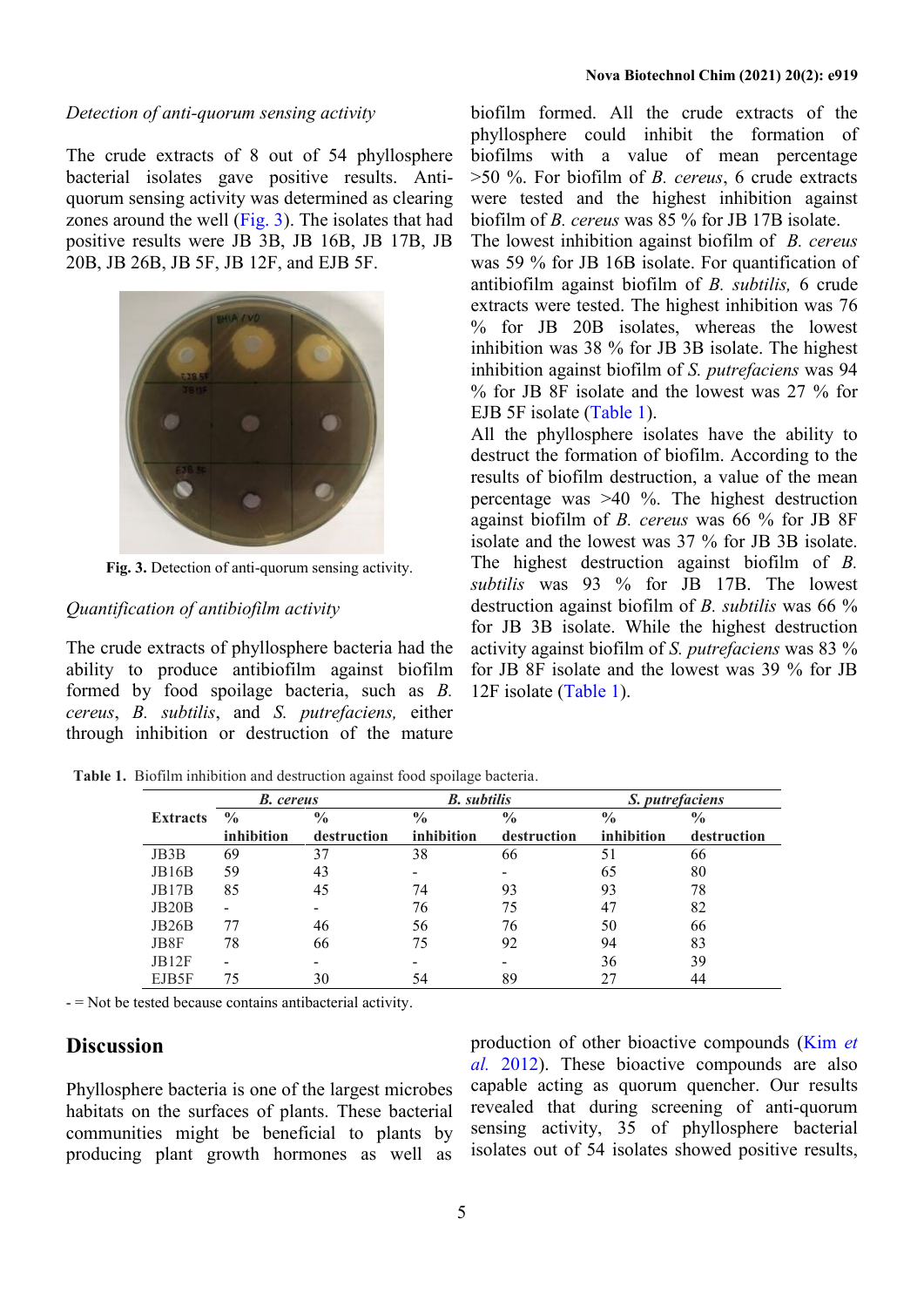*Detection of anti-quorum sensing activity*

The crude extracts of 8 out of 54 phyllosphere bacterial isolates gave positive results. Anti-quorum sensing activity was determined as clearing zones around the well (Fig. 3). The isolates that had positive results were JB 3B, JB 16B, JB 17B, JB 20B, JB 26B, JB 5F, JB 12F, and EJB 5F.

**Fig. 3.** Detection of anti-quorum sensing activity.

*Quantification of antibiofilm activity*

The crude extracts of phyllosphere bacteria had the ability to produce antibiofilm against biofilm formed by food spoilage bacteria, such as *B. cereus*, *B. subtilis*, and *S. putrefaciens,* either through inhibition or destruction of the mature biofilm formed. All the crude extracts of the phyllosphere could inhibit the formation of biofilms with a value of mean percentage >50 %. For biofilm of *B. cereus*, 6 crude extracts were tested and the highest inhibition against biofilm of *B. cereus* was 85 % for JB 17B isolate. The lowest inhibition against biofilm of *B. cereus* was 59 % for JB 16B isolate. For quantification of antibiofilm against biofilm of *B. subtilis,* 6 crude extracts were tested. The highest inhibition was 76 % for JB 20B isolates, whereas the lowest inhibition was 38 % for JB 3B isolate. The highest inhibition against biofilm of *S. putrefaciens* was 94 % for JB 8F isolate and the lowest was 27 % for EJB 5F isolate (Table 1).

All the phyllosphere isolates have the ability to destruct the formation of biofilm. According to the results of biofilm destruction, a value of the mean percentage was >40 %. The highest destruction against biofilm of *B. cereus* was 66 % for JB 8F isolate and the lowest was 37 % for JB 3B isolate. The highest destruction against biofilm of *B. subtilis* was 93 % for JB 17B. The lowest destruction against biofilm of *B. subtilis* was 66 % for JB 3B isolate. While the highest destruction activity against biofilm of *S. putrefaciens* was 83 % for JB 8F isolate and the lowest was 39 % for JB 12F isolate (Table 1).

**Table 1.** Biofilm inhibition and destruction against food spoilage bacteria.

| Extracts | *B. cereus* | | *B. subtilis* | | *S. putrefaciens* | |
|---|---|---|---|---|---|---|
| | % inhibition | % destruction | % inhibition | % destruction | % inhibition | % destruction |
| JB3B | 69 | 37 | 38 | 66 | 51 | 66 |
| JB16B | 59 | 43 | - | - | 65 | 80 |
| JB17B | 85 | 45 | 74 | 93 | 93 | 78 |
| JB20B | - | - | 76 | 75 | 47 | 82 |
| JB26B | 77 | 46 | 56 | 76 | 50 | 66 |
| JB8F | 78 | 66 | 75 | 92 | 94 | 83 |
| JB12F | - | - | - | - | 36 | 39 |
| EJB5F | 75 | 30 | 54 | 89 | 27 | 44 |

\- = Not be tested because contains antibacterial activity.

## Discussion

Phyllosphere bacteria is one of the largest microbes habitats on the surfaces of plants. These bacterial communities might be beneficial to plants by producing plant growth hormones as well as production of other bioactive compounds (Kim *et al.* 2012). These bioactive compounds are also capable acting as quorum quencher. Our results revealed that during screening of anti-quorum sensing activity, 35 of phyllosphere bacterial isolates out of 54 isolates showed positive results,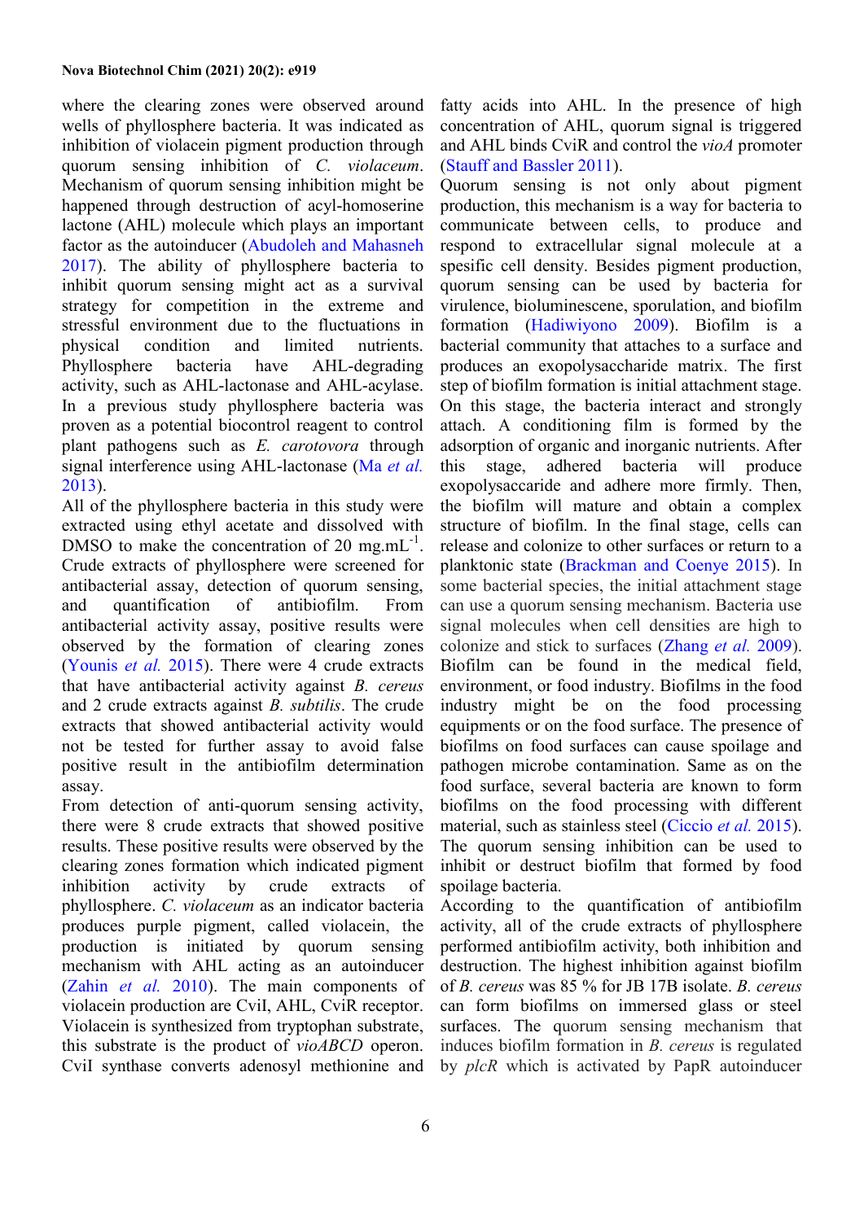where the clearing zones were observed around wells of phyllosphere bacteria. It was indicated as inhibition of violacein pigment production through quorum sensing inhibition of *C. violaceum*. Mechanism of quorum sensing inhibition might be happened through destruction of acyl-homoserine lactone (AHL) molecule which plays an important factor as the autoinducer (Abudoleh and Mahasneh 2017). The ability of phyllosphere bacteria to inhibit quorum sensing might act as a survival strategy for competition in the extreme and stressful environment due to the fluctuations in physical condition and limited nutrients. Phyllosphere bacteria have AHL-degrading activity, such as AHL-lactonase and AHL-acylase. In a previous study phyllosphere bacteria was proven as a potential biocontrol reagent to control plant pathogens such as *E. carotovora* through signal interference using AHL-lactonase (Ma *et al.* 2013).

All of the phyllosphere bacteria in this study were extracted using ethyl acetate and dissolved with DMSO to make the concentration of 20 mg.mL$^{-1}$. Crude extracts of phyllosphere were screened for antibacterial assay, detection of quorum sensing, and quantification of antibiofilm. From antibacterial activity assay, positive results were observed by the formation of clearing zones (Younis *et al.* 2015). There were 4 crude extracts that have antibacterial activity against *B. cereus* and 2 crude extracts against *B. subtilis*. The crude extracts that showed antibacterial activity would not be tested for further assay to avoid false positive result in the antibiofilm determination assay.

From detection of anti-quorum sensing activity, there were 8 crude extracts that showed positive results. These positive results were observed by the clearing zones formation which indicated pigment inhibition activity by crude extracts of phyllosphere. *C. violaceum* as an indicator bacteria produces purple pigment, called violacein, the production is initiated by quorum sensing mechanism with AHL acting as an autoinducer (Zahin *et al.* 2010). The main components of violacein production are CviI, AHL, CviR receptor. Violacein is synthesized from tryptophan substrate, this substrate is the product of *vioABCD* operon. CviI synthase converts adenosyl methionine and fatty acids into AHL. In the presence of high concentration of AHL, quorum signal is triggered and AHL binds CviR and control the *vioA* promoter (Stauff and Bassler 2011).

Quorum sensing is not only about pigment production, this mechanism is a way for bacteria to communicate between cells, to produce and respond to extracellular signal molecule at a spesific cell density. Besides pigment production, quorum sensing can be used by bacteria for virulence, bioluminescene, sporulation, and biofilm formation (Hadiwiyono 2009). Biofilm is a bacterial community that attaches to a surface and produces an exopolysaccharide matrix. The first step of biofilm formation is initial attachment stage. On this stage, the bacteria interact and strongly attach. A conditioning film is formed by the adsorption of organic and inorganic nutrients. After this stage, adhered bacteria will produce exopolysaccharide and adhere more firmly. Then, the biofilm will mature and obtain a complex structure of biofilm. In the final stage, cells can release and colonize to other surfaces or return to a planktonic state (Brackman and Coenye 2015). In some bacterial species, the initial attachment stage can use a quorum sensing mechanism. Bacteria use signal molecules when cell densities are high to colonize and stick to surfaces (Zhang *et al.* 2009). Biofilm can be found in the medical field, environment, or food industry. Biofilms in the food industry might be on the food processing equipments or on the food surface. The presence of biofilms on food surfaces can cause spoilage and pathogen microbe contamination. Same as on the food surface, several bacteria are known to form biofilms on the food processing with different material, such as stainless steel (Ciccio *et al.* 2015). The quorum sensing inhibition can be used to inhibit or destruct biofilm that formed by food spoilage bacteria.

According to the quantification of antibiofilm activity, all of the crude extracts of phyllosphere performed antibiofilm activity, both inhibition and destruction. The highest inhibition against biofilm of *B. cereus* was 85 % for JB 17B isolate. *B. cereus* can form biofilms on immersed glass or steel surfaces. The quorum sensing mechanism that induces biofilm formation in *B. cereus* is regulated by *plcR* which is activated by PapR autoinducer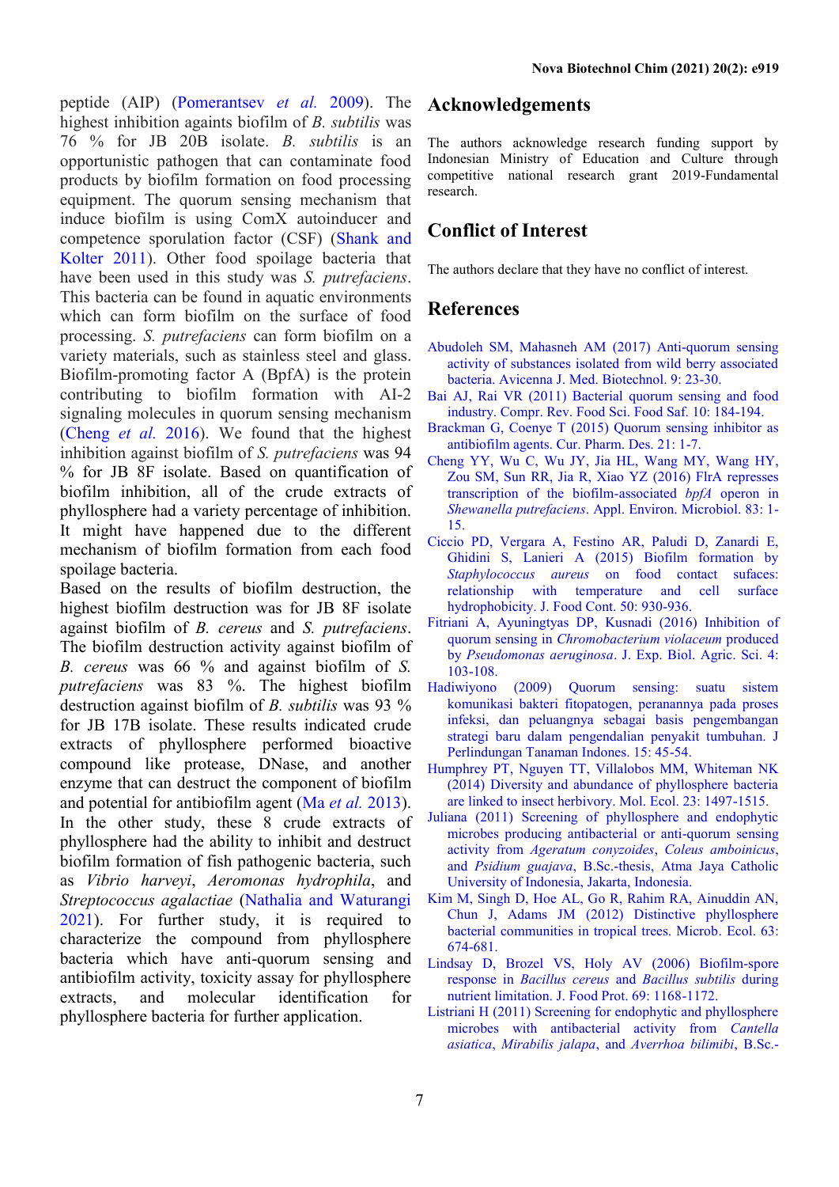peptide (AIP) (Pomerantsev *et al.* 2009). The highest inhibition againts biofilm of *B. subtilis* was 76 % for JB 20B isolate. *B. subtilis* is an opportunistic pathogen that can contaminate food products by biofilm formation on food processing equipment. The quorum sensing mechanism that induce biofilm is using ComX autoinducer and competence sporulation factor (CSF) (Shank and Kolter 2011). Other food spoilage bacteria that have been used in this study was *S. putrefaciens*. This bacteria can be found in aquatic environments which can form biofilm on the surface of food processing. *S. putrefaciens* can form biofilm on a variety materials, such as stainless steel and glass. Biofilm-promoting factor A (BpfA) is the protein contributing to biofilm formation with AI-2 signaling molecules in quorum sensing mechanism (Cheng *et al.* 2016). We found that the highest inhibition against biofilm of *S. putrefaciens* was 94 % for JB 8F isolate. Based on quantification of biofilm inhibition, all of the crude extracts of phyllosphere had a variety percentage of inhibition. It might have happened due to the different mechanism of biofilm formation from each food spoilage bacteria.

Based on the results of biofilm destruction, the highest biofilm destruction was for JB 8F isolate against biofilm of *B. cereus* and *S. putrefaciens*. The biofilm destruction activity against biofilm of *B. cereus* was 66 % and against biofilm of *S. putrefaciens* was 83 %. The highest biofilm destruction against biofilm of *B. subtilis* was 93 % for JB 17B isolate. These results indicated crude extracts of phyllosphere performed bioactive compound like protease, DNase, and another enzyme that can destruct the component of biofilm and potential for antibiofilm agent (Ma *et al.* 2013). In the other study, these 8 crude extracts of phyllosphere had the ability to inhibit and destruct biofilm formation of fish pathogenic bacteria, such as *Vibrio harveyi*, *Aeromonas hydrophila*, and *Streptococcus agalactiae* (Nathalia and Waturangi 2021). For further study, it is required to characterize the compound from phyllosphere bacteria which have anti-quorum sensing and antibiofilm activity, toxicity assay for phyllosphere extracts, and molecular identification for phyllosphere bacteria for further application.

## Acknowledgements

The authors acknowledge research funding support by Indonesian Ministry of Education and Culture through competitive national research grant 2019-Fundamental research.

## Conflict of Interest

The authors declare that they have no conflict of interest.

## References

Abudoleh SM, Mahasneh AM (2017) Anti-quorum sensing activity of substances isolated from wild berry associated bacteria. Avicenna J. Med. Biotechnol. 9: 23-30.

Bai AJ, Rai VR (2011) Bacterial quorum sensing and food industry. Compr. Rev. Food Sci. Food Saf. 10: 184-194.

Brackman G, Coenye T (2015) Quorum sensing inhibitor as antibiofilm agents. Cur. Pharm. Des. 21: 1-7.

Cheng YY, Wu C, Wu JY, Jia HL, Wang MY, Wang HY, Zou SM, Sun RR, Jia R, Xiao YZ (2016) FlrA represses transcription of the biofilm-associated *bpfA* operon in *Shewanella putrefaciens*. Appl. Environ. Microbiol. 83: 1-15.

Ciccio PD, Vergara A, Festino AR, Paludi D, Zanardi E, Ghidini S, Lanieri A (2015) Biofilm formation by *Staphylococcus aureus* on food contact sufaces: relationship with temperature and cell surface hydrophobicity. J. Food Cont. 50: 930-936.

Fitriani A, Ayuningtyas DP, Kusnadi (2016) Inhibition of quorum sensing in *Chromobacterium violaceum* produced by *Pseudomonas aeruginosa*. J. Exp. Biol. Agric. Sci. 4: 103-108.

Hadiwiyono (2009) Quorum sensing: suatu sistem komunikasi bakteri fitopatogen, peranannya pada proses infeksi, dan peluangnya sebagai basis pengembangan strategi baru dalam pengendalian penyakit tumbuhan. J Perlindungan Tanaman Indones. 15: 45-54.

Humphrey PT, Nguyen TT, Villalobos MM, Whiteman NK (2014) Diversity and abundance of phyllosphere bacteria are linked to insect herbivory. Mol. Ecol. 23: 1497-1515.

Juliana (2011) Screening of phyllosphere and endophytic microbes producing antibacterial or anti-quorum sensing activity from *Ageratum conyzoides*, *Coleus amboinicus*, and *Psidium guajava*, B.Sc.-thesis, Atma Jaya Catholic University of Indonesia, Jakarta, Indonesia.

Kim M, Singh D, Hoe AL, Go R, Rahim RA, Ainuddin AN, Chun J, Adams JM (2012) Distinctive phyllosphere bacterial communities in tropical trees. Microb. Ecol. 63: 674-681.

Lindsay D, Brozel VS, Holy AV (2006) Biofilm-spore response in *Bacillus cereus* and *Bacillus subtilis* during nutrient limitation. J. Food Prot. 69: 1168-1172.

Listriani H (2011) Screening for endophytic and phyllosphere microbes with antibacterial activity from *Cantella asiatica*, *Mirabilis jalapa*, and *Averrhoa bilimibi*, B.Sc.-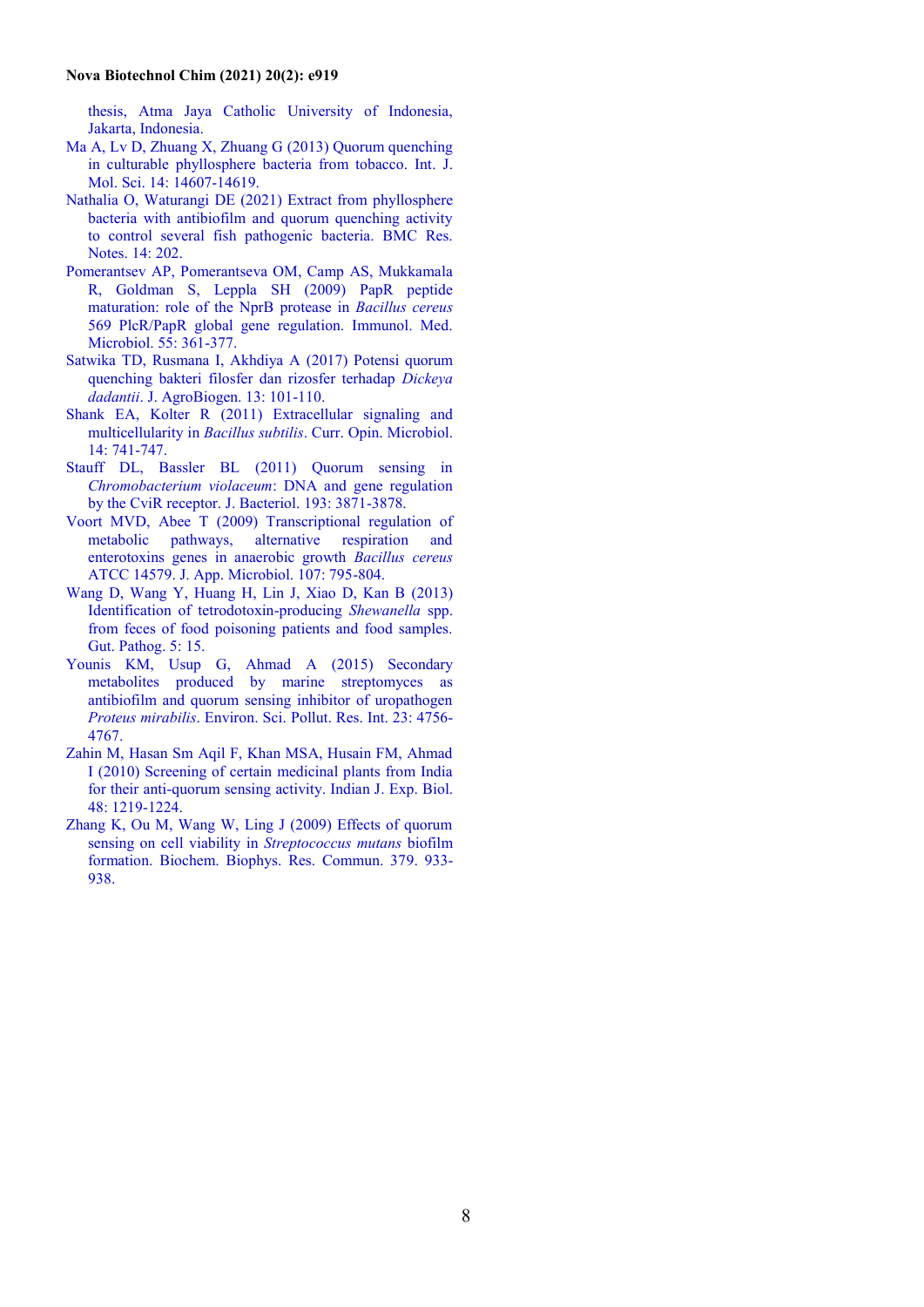thesis, Atma Jaya Catholic University of Indonesia, Jakarta, Indonesia.

Ma A, Lv D, Zhuang X, Zhuang G (2013) Quorum quenching in culturable phyllosphere bacteria from tobacco. Int. J. Mol. Sci. 14: 14607-14619.

Nathalia O, Waturangi DE (2021) Extract from phyllosphere bacteria with antibiofilm and quorum quenching activity to control several fish pathogenic bacteria. BMC Res. Notes. 14: 202.

Pomerantsev AP, Pomerantseva OM, Camp AS, Mukkamala R, Goldman S, Leppla SH (2009) PapR peptide maturation: role of the NprB protease in *Bacillus cereus* 569 PlcR/PapR global gene regulation. Immunol. Med. Microbiol. 55: 361-377.

Satwika TD, Rusmana I, Akhdiya A (2017) Potensi quorum quenching bakteri filosfer dan rizosfer terhadap *Dickeya dadantii*. J. AgroBiogen. 13: 101-110.

Shank EA, Kolter R (2011) Extracellular signaling and multicellularity in *Bacillus subtilis*. Curr. Opin. Microbiol. 14: 741-747.

Stauff DL, Bassler BL (2011) Quorum sensing in *Chromobacterium violaceum*: DNA and gene regulation by the CviR receptor. J. Bacteriol. 193: 3871-3878.

Voort MVD, Abee T (2009) Transcriptional regulation of metabolic pathways, alternative respiration and enterotoxins genes in anaerobic growth *Bacillus cereus* ATCC 14579. J. App. Microbiol. 107: 795-804.

Wang D, Wang Y, Huang H, Lin J, Xiao D, Kan B (2013) Identification of tetrodotoxin-producing *Shewanella* spp. from feces of food poisoning patients and food samples. Gut. Pathog. 5: 15.

Younis KM, Usup G, Ahmad A (2015) Secondary metabolites produced by marine streptomyces as antibiofilm and quorum sensing inhibitor of uropathogen *Proteus mirabilis*. Environ. Sci. Pollut. Res. Int. 23: 4756-4767.

Zahin M, Hasan Sm Aqil F, Khan MSA, Husain FM, Ahmad I (2010) Screening of certain medicinal plants from India for their anti-quorum sensing activity. Indian J. Exp. Biol. 48: 1219-1224.

Zhang K, Ou M, Wang W, Ling J (2009) Effects of quorum sensing on cell viability in *Streptococcus mutans* biofilm formation. Biochem. Biophys. Res. Commun. 379. 933-938.